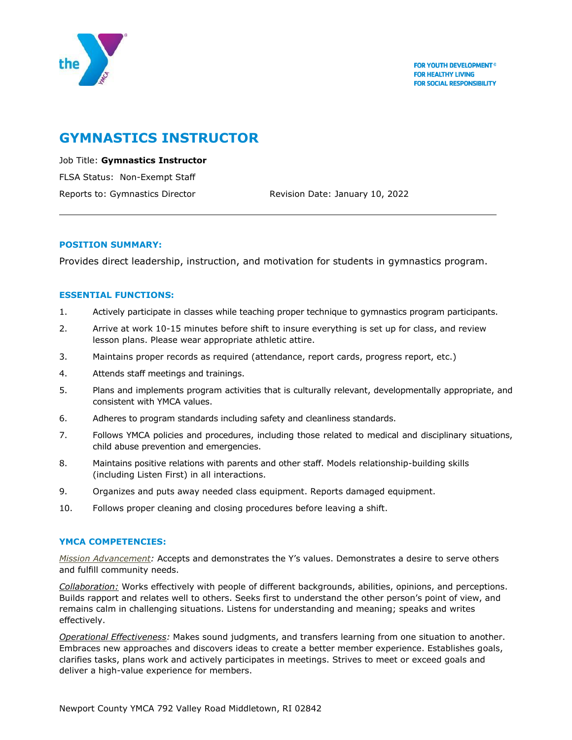FOR YOUTH DEVELOPMENT®
FOR HEALTHY LIVING
FOR SOCIAL RESPONSIBILITY

# GYMNASTICS INSTRUCTOR

Job Title: **Gymnastics Instructor**

FLSA Status: Non-Exempt Staff

Reports to: Gymnastics Director Revision Date: January 10, 2022

---

### POSITION SUMMARY:

Provides direct leadership, instruction, and motivation for students in gymnastics program.

### ESSENTIAL FUNCTIONS:

1. Actively participate in classes while teaching proper technique to gymnastics program participants.
2. Arrive at work 10-15 minutes before shift to insure everything is set up for class, and review lesson plans. Please wear appropriate athletic attire.
3. Maintains proper records as required (attendance, report cards, progress report, etc.)
4. Attends staff meetings and trainings.
5. Plans and implements program activities that is culturally relevant, developmentally appropriate, and consistent with YMCA values.
6. Adheres to program standards including safety and cleanliness standards.
7. Follows YMCA policies and procedures, including those related to medical and disciplinary situations, child abuse prevention and emergencies.
8. Maintains positive relations with parents and other staff. Models relationship-building skills (including Listen First) in all interactions.
9. Organizes and puts away needed class equipment. Reports damaged equipment.
10. Follows proper cleaning and closing procedures before leaving a shift.

### YMCA COMPETENCIES:

*Mission Advancement:* Accepts and demonstrates the Y's values. Demonstrates a desire to serve others and fulfill community needs.

*Collaboration:* Works effectively with people of different backgrounds, abilities, opinions, and perceptions. Builds rapport and relates well to others. Seeks first to understand the other person's point of view, and remains calm in challenging situations. Listens for understanding and meaning; speaks and writes effectively.

*Operational Effectiveness:* Makes sound judgments, and transfers learning from one situation to another. Embraces new approaches and discovers ideas to create a better member experience. Establishes goals, clarifies tasks, plans work and actively participates in meetings. Strives to meet or exceed goals and deliver a high-value experience for members.

Newport County YMCA 792 Valley Road Middletown, RI 02842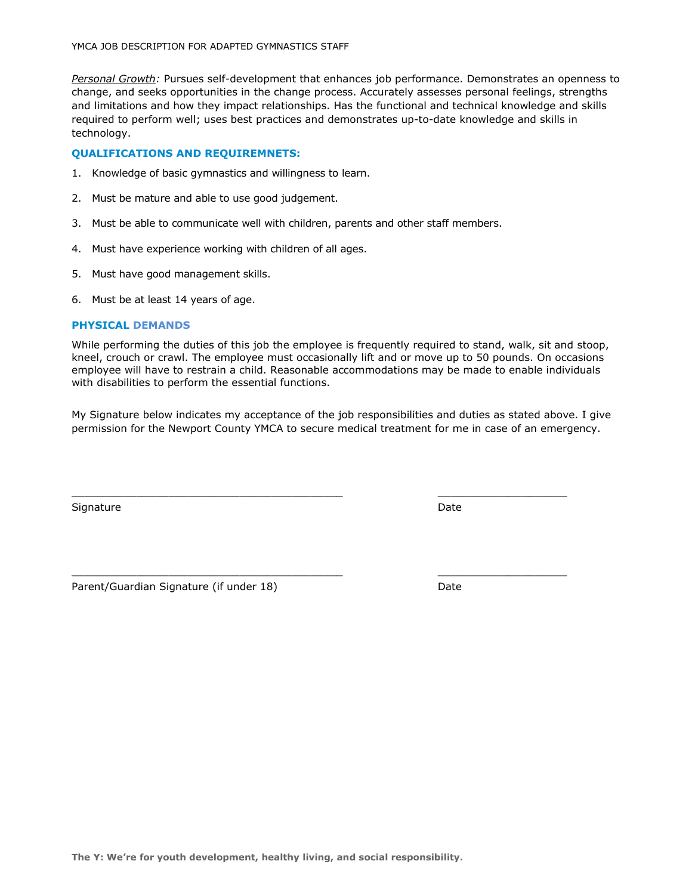*Personal Growth:* Pursues self-development that enhances job performance. Demonstrates an openness to change, and seeks opportunities in the change process. Accurately assesses personal feelings, strengths and limitations and how they impact relationships. Has the functional and technical knowledge and skills required to perform well; uses best practices and demonstrates up-to-date knowledge and skills in technology.

## QUALIFICATIONS AND REQUIREMNETS:

1. Knowledge of basic gymnastics and willingness to learn.
2. Must be mature and able to use good judgement.
3. Must be able to communicate well with children, parents and other staff members.
4. Must have experience working with children of all ages.
5. Must have good management skills.
6. Must be at least 14 years of age.

## PHYSICAL DEMANDS

While performing the duties of this job the employee is frequently required to stand, walk, sit and stoop, kneel, crouch or crawl. The employee must occasionally lift and or move up to 50 pounds. On occasions employee will have to restrain a child. Reasonable accommodations may be made to enable individuals with disabilities to perform the essential functions.

My Signature below indicates my acceptance of the job responsibilities and duties as stated above. I give permission for the Newport County YMCA to secure medical treatment for me in case of an emergency.

\_\_\_\_\_\_\_\_\_\_\_\_\_\_\_\_\_\_\_\_\_\_\_\_\_\_\_\_\_\_\_\_\_\_\_\_\_\_\_\_ \_\_\_\_\_\_\_\_\_\_\_\_\_\_\_\_\_\_\_\_

Signature Date

\_\_\_\_\_\_\_\_\_\_\_\_\_\_\_\_\_\_\_\_\_\_\_\_\_\_\_\_\_\_\_\_\_\_\_\_\_\_\_\_ \_\_\_\_\_\_\_\_\_\_\_\_\_\_\_\_\_\_\_\_

Parent/Guardian Signature (if under 18) Date

**The Y: We're for youth development, healthy living, and social responsibility.**